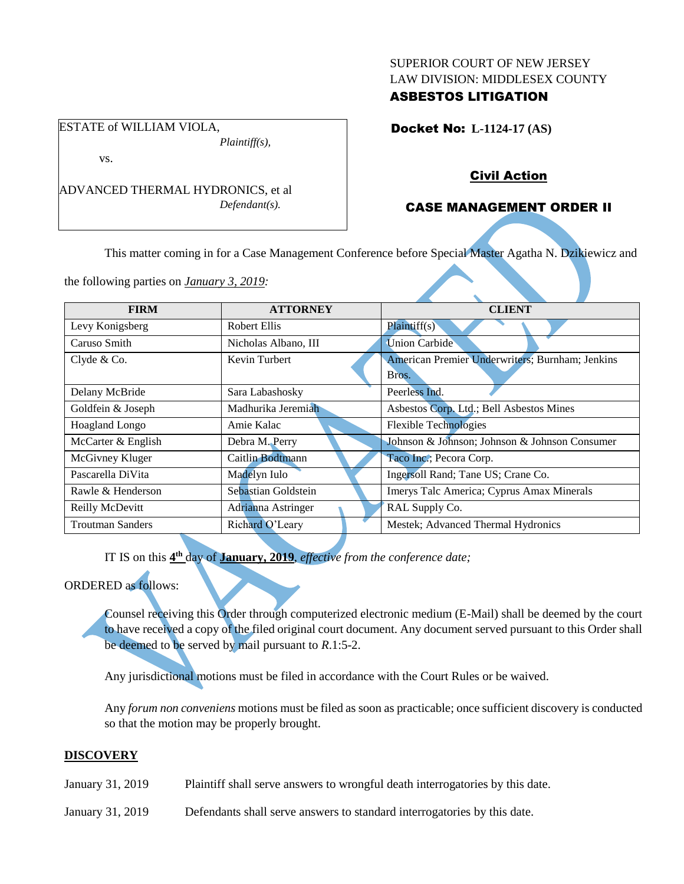SUPERIOR COURT OF NEW JERSEY
LAW DIVISION: MIDDLESEX COUNTY
**ASBESTOS LITIGATION**

ESTATE of WILLIAM VIOLA,
*Plaintiff(s),*

vs.

ADVANCED THERMAL HYDRONICS, et al
*Defendant(s).*

**Docket No: L-1124-17 (AS)**

**Civil Action**

**CASE MANAGEMENT ORDER II**

VACATED

This matter coming in for a Case Management Conference before Special Master Agatha N. Dzikiewicz and the following parties on *January 3, 2019:*

| FIRM | ATTORNEY | CLIENT |
|---|---|---|
| Levy Konigsberg | Robert Ellis | Plaintiff(s) |
| Caruso Smith | Nicholas Albano, III | Union Carbide |
| Clyde & Co. | Kevin Turbert | American Premier Underwriters; Burnham; Jenkins Bros. |
| Delany McBride | Sara Labashosky | Peerless Ind. |
| Goldfein & Joseph | Madhurika Jeremiah | Asbestos Corp. Ltd.; Bell Asbestos Mines |
| Hoagland Longo | Amie Kalac | Flexible Technologies |
| McCarter & English | Debra M. Perry | Johnson & Johnson; Johnson & Johnson Consumer |
| McGivney Kluger | Caitlin Bodtmann | Taco Inc.; Pecora Corp. |
| Pascarella DiVita | Madelyn Iulo | Ingersoll Rand; Tane US; Crane Co. |
| Rawle & Henderson | Sebastian Goldstein | Imerys Talc America; Cyprus Amax Minerals |
| Reilly McDevitt | Adrianna Astringer | RAL Supply Co. |
| Troutman Sanders | Richard O'Leary | Mestek; Advanced Thermal Hydronics |

IT IS on this **4th** day of **January, 2019**, *effective from the conference date;*

ORDERED as follows:

Counsel receiving this Order through computerized electronic medium (E-Mail) shall be deemed by the court to have received a copy of the filed original court document. Any document served pursuant to this Order shall be deemed to be served by mail pursuant to *R*.1:5-2.

Any jurisdictional motions must be filed in accordance with the Court Rules or be waived.

Any *forum non conveniens* motions must be filed as soon as practicable; once sufficient discovery is conducted so that the motion may be properly brought.

## DISCOVERY

January 31, 2019 Plaintiff shall serve answers to wrongful death interrogatories by this date.

January 31, 2019 Defendants shall serve answers to standard interrogatories by this date.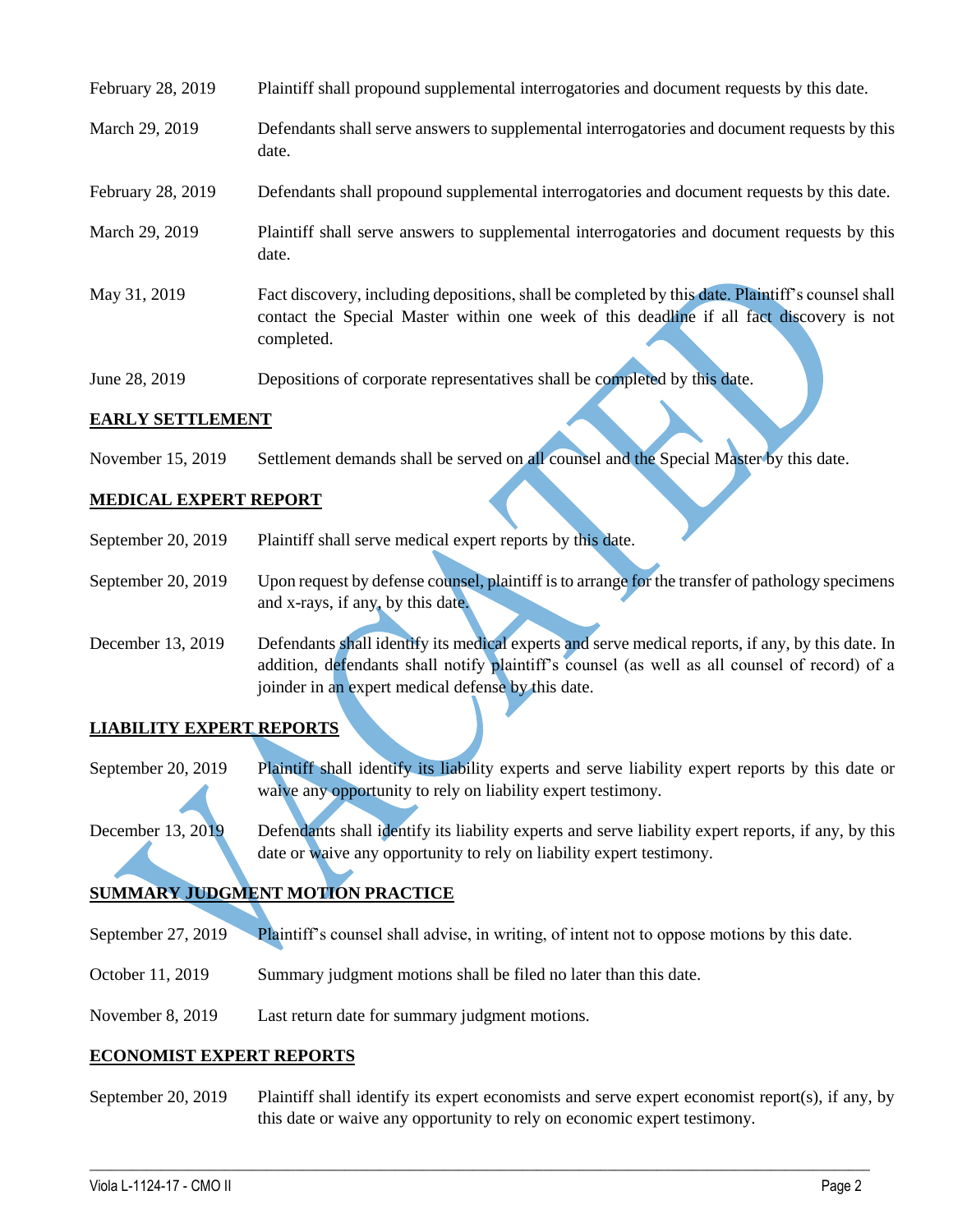| | |
|---|---|
| February 28, 2019 | Plaintiff shall propound supplemental interrogatories and document requests by this date. |
| March 29, 2019 | Defendants shall serve answers to supplemental interrogatories and document requests by this date. |
| February 28, 2019 | Defendants shall propound supplemental interrogatories and document requests by this date. |
| March 29, 2019 | Plaintiff shall serve answers to supplemental interrogatories and document requests by this date. |
| May 31, 2019 | Fact discovery, including depositions, shall be completed by this date. Plaintiff's counsel shall contact the Special Master within one week of this deadline if all fact discovery is not completed. |
| June 28, 2019 | Depositions of corporate representatives shall be completed by this date. |

**EARLY SETTLEMENT**

| | |
|---|---|
| November 15, 2019 | Settlement demands shall be served on all counsel and the Special Master by this date. |

**MEDICAL EXPERT REPORT**

| | |
|---|---|
| September 20, 2019 | Plaintiff shall serve medical expert reports by this date. |
| September 20, 2019 | Upon request by defense counsel, plaintiff is to arrange for the transfer of pathology specimens and x-rays, if any, by this date. |
| December 13, 2019 | Defendants shall identify its medical experts and serve medical reports, if any, by this date. In addition, defendants shall notify plaintiff's counsel (as well as all counsel of record) of a joinder in an expert medical defense by this date. |

**LIABILITY EXPERT REPORTS**

| | |
|---|---|
| September 20, 2019 | Plaintiff shall identify its liability experts and serve liability expert reports by this date or waive any opportunity to rely on liability expert testimony. |
| December 13, 2019 | Defendants shall identify its liability experts and serve liability expert reports, if any, by this date or waive any opportunity to rely on liability expert testimony. |

**SUMMARY JUDGMENT MOTION PRACTICE**

| | |
|---|---|
| September 27, 2019 | Plaintiff's counsel shall advise, in writing, of intent not to oppose motions by this date. |
| October 11, 2019 | Summary judgment motions shall be filed no later than this date. |
| November 8, 2019 | Last return date for summary judgment motions. |

**ECONOMIST EXPERT REPORTS**

| | |
|---|---|
| September 20, 2019 | Plaintiff shall identify its expert economists and serve expert economist report(s), if any, by this date or waive any opportunity to rely on economic expert testimony. |

VACATED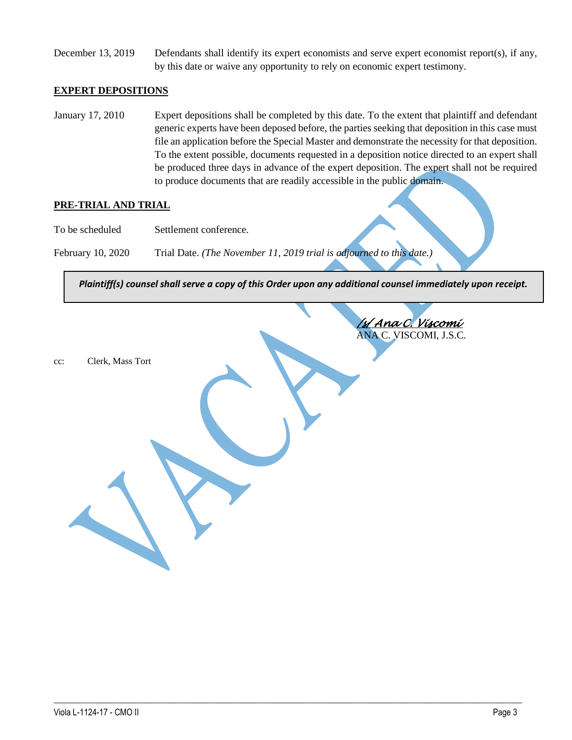| | |
|---|---|
| December 13, 2019 | Defendants shall identify its expert economists and serve expert economist report(s), if any, by this date or waive any opportunity to rely on economic expert testimony. |

**EXPERT DEPOSITIONS**

| | |
|---|---|
| January 17, 2010 | Expert depositions shall be completed by this date. To the extent that plaintiff and defendant generic experts have been deposed before, the parties seeking that deposition in this case must file an application before the Special Master and demonstrate the necessity for that deposition. To the extent possible, documents requested in a deposition notice directed to an expert shall be produced three days in advance of the expert deposition. The expert shall not be required to produce documents that are readily accessible in the public domain. |

**PRE-TRIAL AND TRIAL**

| | |
|---|---|
| To be scheduled | Settlement conference. |
| February 10, 2020 | Trial Date. *(The November 11, 2019 trial is adjourned to this date.)* |

***Plaintiff(s) counsel shall serve a copy of this Order upon any additional counsel immediately upon receipt.***

VACATED

*/s/ Ana C. Viscomi*
ANA C. VISCOMI, J.S.C.

cc: Clerk, Mass Tort